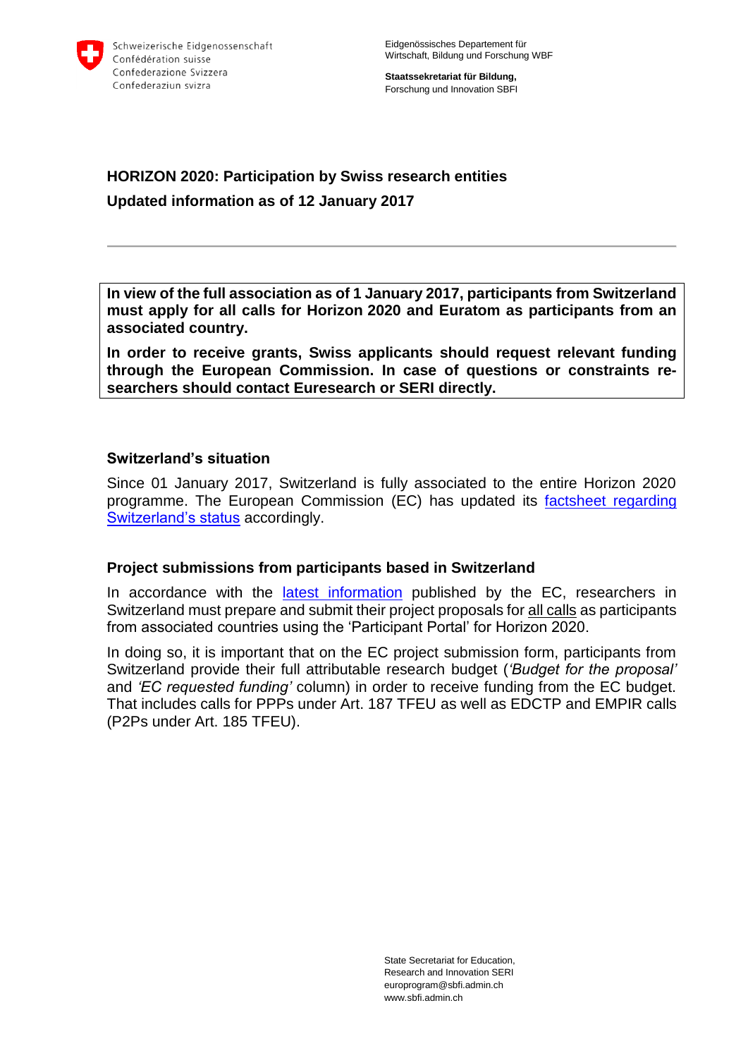Schweizerische Eidgenossenschaft
Confédération suisse
Confederazione Svizzera
Confederaziun svizra

Eidgenössisches Departement für Wirtschaft, Bildung und Forschung WBF

**Staatssekretariat für Bildung,** Forschung und Innovation SBFI

## HORIZON 2020: Participation by Swiss research entities

## Updated information as of 12 January 2017

---

**In view of the full association as of 1 January 2017, participants from Switzerland must apply for all calls for Horizon 2020 and Euratom as participants from an associated country.**

**In order to receive grants, Swiss applicants should request relevant funding through the European Commission. In case of questions or constraints researchers should contact Euresearch or SERI directly.**

### Switzerland's situation

Since 01 January 2017, Switzerland is fully associated to the entire Horizon 2020 programme. The European Commission (EC) has updated its factsheet regarding Switzerland's status accordingly.

### Project submissions from participants based in Switzerland

In accordance with the latest information published by the EC, researchers in Switzerland must prepare and submit their project proposals for all calls as participants from associated countries using the 'Participant Portal' for Horizon 2020.

In doing so, it is important that on the EC project submission form, participants from Switzerland provide their full attributable research budget (*'Budget for the proposal'* and *'EC requested funding'* column) in order to receive funding from the EC budget. That includes calls for PPPs under Art. 187 TFEU as well as EDCTP and EMPIR calls (P2Ps under Art. 185 TFEU).

State Secretariat for Education, Research and Innovation SERI
europrogram@sbfi.admin.ch
www.sbfi.admin.ch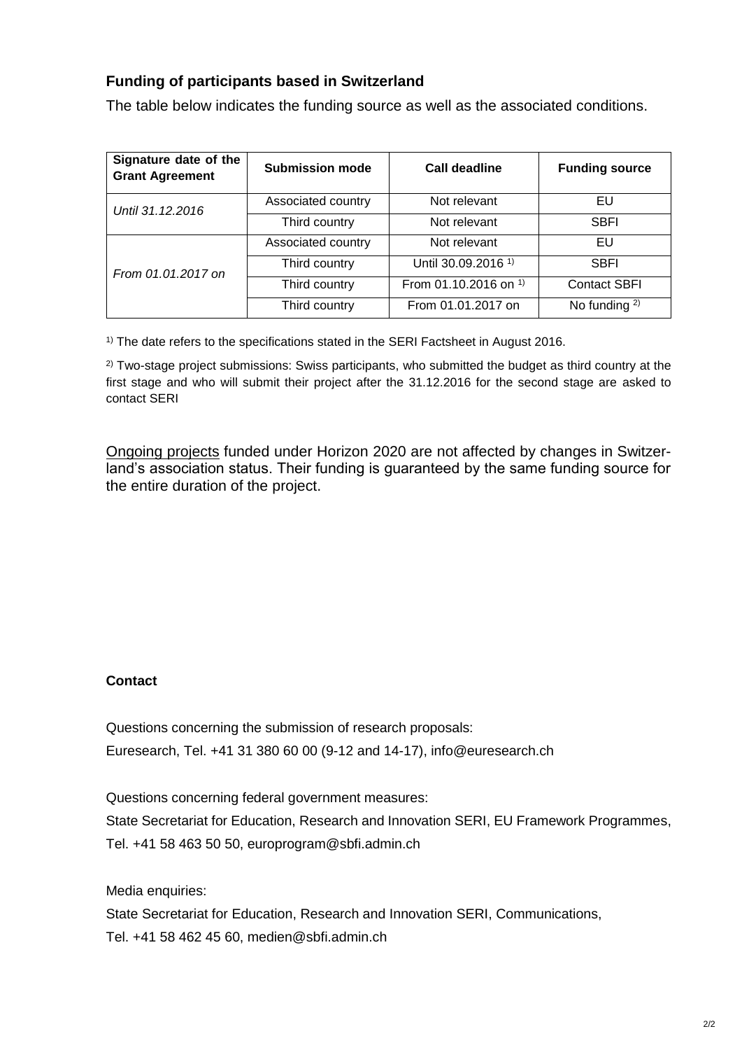### Funding of participants based in Switzerland

The table below indicates the funding source as well as the associated conditions.

| Signature date of the Grant Agreement | Submission mode | Call deadline | Funding source |
|---|---|---|---|
| *Until 31.12.2016* | Associated country | Not relevant | EU |
| | Third country | Not relevant | SBFI |
| *From 01.01.2017 on* | Associated country | Not relevant | EU |
| | Third country | Until 30.09.2016 [1)] | SBFI |
| | Third country | From 01.10.2016 on [1)] | Contact SBFI |
| | Third country | From 01.01.2017 on | No funding [2)] |

[1)] The date refers to the specifications stated in the SERI Factsheet in August 2016.

[2)] Two-stage project submissions: Swiss participants, who submitted the budget as third country at the first stage and who will submit their project after the 31.12.2016 for the second stage are asked to contact SERI

Ongoing projects funded under Horizon 2020 are not affected by changes in Switzerland's association status. Their funding is guaranteed by the same funding source for the entire duration of the project.

**Contact**

Questions concerning the submission of research proposals:
Euresearch, Tel. +41 31 380 60 00 (9-12 and 14-17), info@euresearch.ch

Questions concerning federal government measures:
State Secretariat for Education, Research and Innovation SERI, EU Framework Programmes, Tel. +41 58 463 50 50, europrogram@sbfi.admin.ch

Media enquiries:
State Secretariat for Education, Research and Innovation SERI, Communications,
Tel. +41 58 462 45 60, medien@sbfi.admin.ch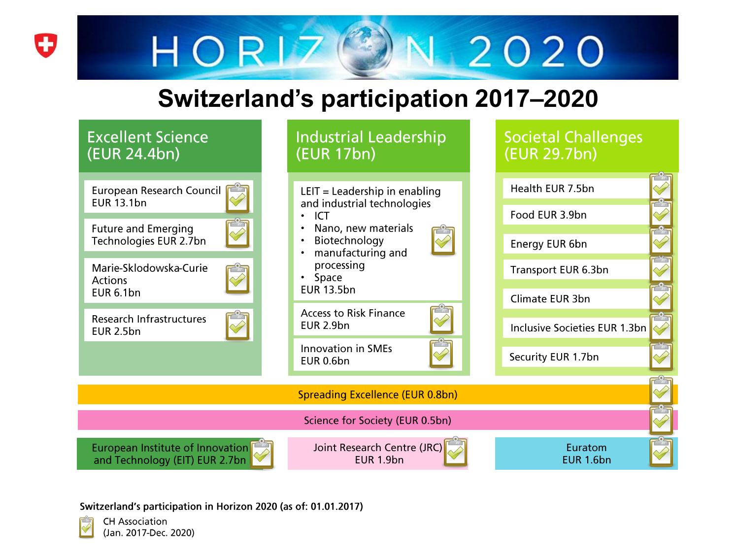# HORIZON 2020

## Switzerland's participation 2017–2020

### Excellent Science (EUR 24.4bn)

- European Research Council EUR 13.1bn
- Future and Emerging Technologies EUR 2.7bn
- Marie-Sklodowska-Curie Actions EUR 6.1bn
- Research Infrastructures EUR 2.5bn

### Industrial Leadership (EUR 17bn)

- LEIT = Leadership in enabling and industrial technologies
  - ICT
  - Nano, new materials
  - Biotechnology
  - manufacturing and processing
  - Space

  EUR 13.5bn
- Access to Risk Finance EUR 2.9bn
- Innovation in SMEs EUR 0.6bn

### Societal Challenges (EUR 29.7bn)

- Health EUR 7.5bn
- Food EUR 3.9bn
- Energy EUR 6bn
- Transport EUR 6.3bn
- Climate EUR 3bn
- Inclusive Societies EUR 1.3bn
- Security EUR 1.7bn

Spreading Excellence (EUR 0.8bn)

Science for Society (EUR 0.5bn)

European Institute of Innovation and Technology (EIT) EUR 2.7bn

Joint Research Centre (JRC) EUR 1.9bn

Euratom EUR 1.6bn

**Switzerland's participation in Horizon 2020 (as of: 01.01.2017)**

CH Association (Jan. 2017-Dec. 2020)